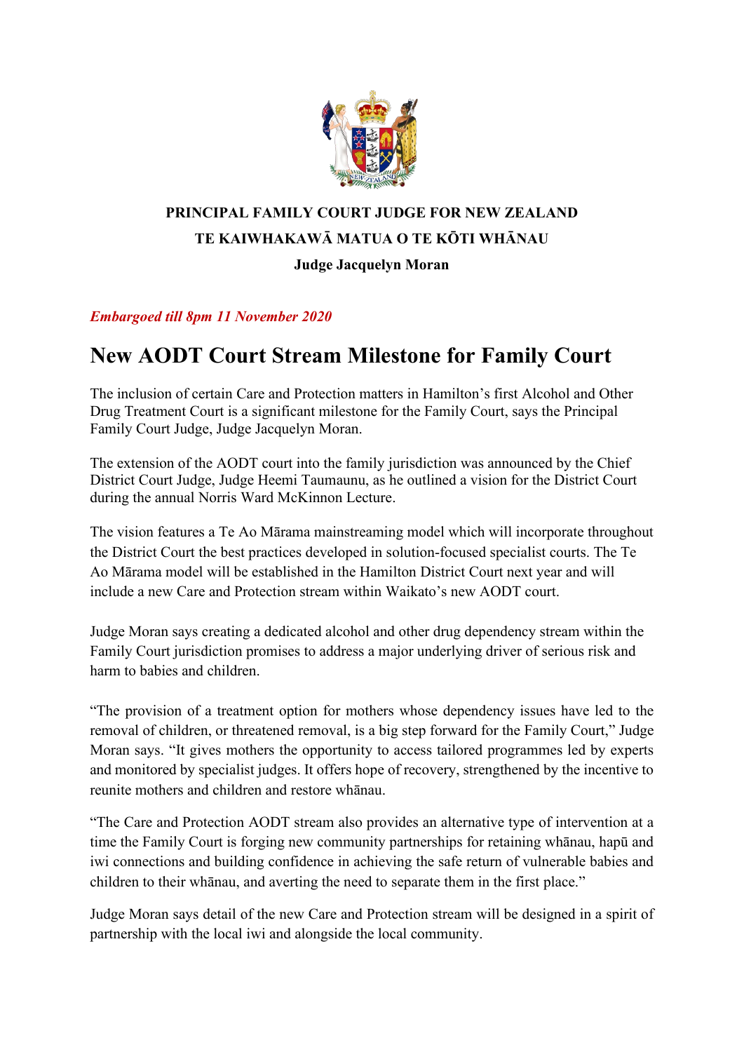**PRINCIPAL FAMILY COURT JUDGE FOR NEW ZEALAND**

**TE KAIWHAKAWĀ MATUA O TE KŌTI WHĀNAU**

**Judge Jacquelyn Moran**

***Embargoed till 8pm 11 November 2020***

# New AODT Court Stream Milestone for Family Court

The inclusion of certain Care and Protection matters in Hamilton's first Alcohol and Other Drug Treatment Court is a significant milestone for the Family Court, says the Principal Family Court Judge, Judge Jacquelyn Moran.

The extension of the AODT court into the family jurisdiction was announced by the Chief District Court Judge, Judge Heemi Taumaunu, as he outlined a vision for the District Court during the annual Norris Ward McKinnon Lecture.

The vision features a Te Ao Mārama mainstreaming model which will incorporate throughout the District Court the best practices developed in solution-focused specialist courts. The Te Ao Mārama model will be established in the Hamilton District Court next year and will include a new Care and Protection stream within Waikato's new AODT court.

Judge Moran says creating a dedicated alcohol and other drug dependency stream within the Family Court jurisdiction promises to address a major underlying driver of serious risk and harm to babies and children.

"The provision of a treatment option for mothers whose dependency issues have led to the removal of children, or threatened removal, is a big step forward for the Family Court," Judge Moran says. "It gives mothers the opportunity to access tailored programmes led by experts and monitored by specialist judges. It offers hope of recovery, strengthened by the incentive to reunite mothers and children and restore whānau.

"The Care and Protection AODT stream also provides an alternative type of intervention at a time the Family Court is forging new community partnerships for retaining whānau, hapū and iwi connections and building confidence in achieving the safe return of vulnerable babies and children to their whānau, and averting the need to separate them in the first place."

Judge Moran says detail of the new Care and Protection stream will be designed in a spirit of partnership with the local iwi and alongside the local community.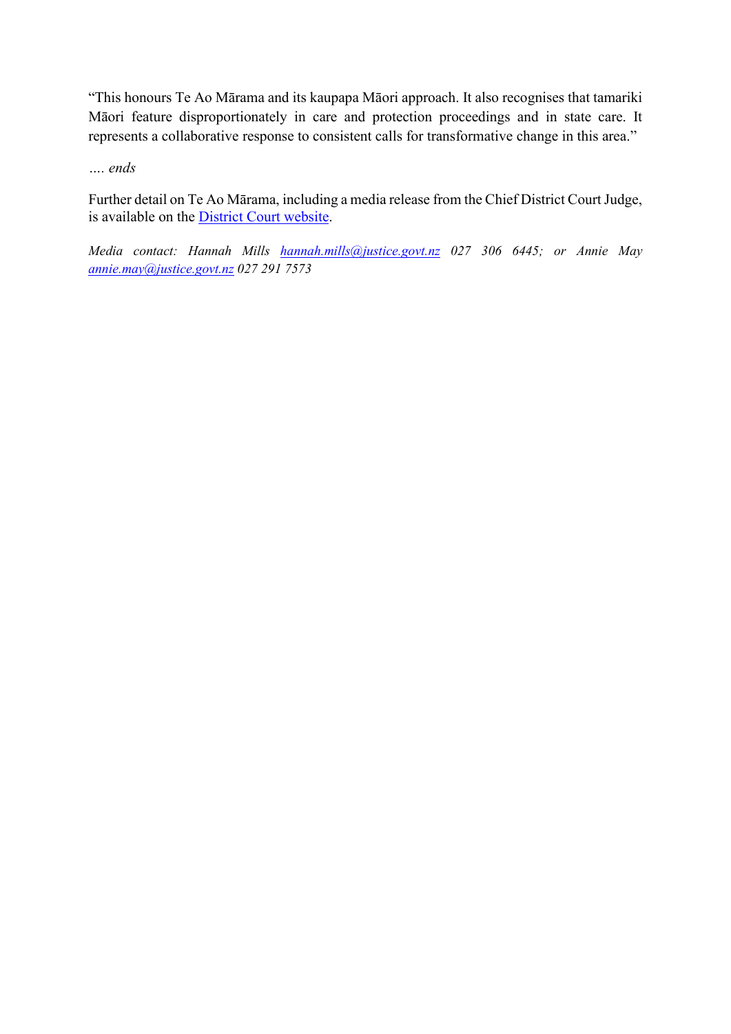"This honours Te Ao Mārama and its kaupapa Māori approach. It also recognises that tamariki Māori feature disproportionately in care and protection proceedings and in state care. It represents a collaborative response to consistent calls for transformative change in this area."

*…. ends*

Further detail on Te Ao Mārama, including a media release from the Chief District Court Judge, is available on the [District Court website](#).

*Media contact: Hannah Mills [hannah.mills@justice.govt.nz](mailto:hannah.mills@justice.govt.nz) 027 306 6445; or Annie May [annie.may@justice.govt.nz](mailto:annie.may@justice.govt.nz) 027 291 7573*